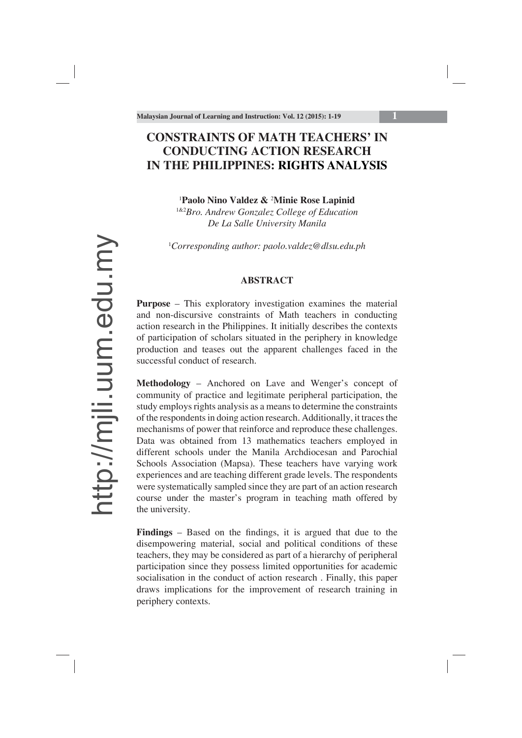# CONSTRAINTS OF MATH TEACHERS' IN CONDUCTING ACTION RESEARCH IN THE PHILIPPINES: RIGHTS ANALYSIS

[1]**Paolo Nino Valdez** & [2]**Minie Rose Lapinid**

[1&2]*Bro. Andrew Gonzalez College of Education*
*De La Salle University Manila*

[1]*Corresponding author: paolo.valdez@dlsu.edu.ph*

## ABSTRACT

**Purpose** – This exploratory investigation examines the material and non-discursive constraints of Math teachers in conducting action research in the Philippines. It initially describes the contexts of participation of scholars situated in the periphery in knowledge production and teases out the apparent challenges faced in the successful conduct of research.

**Methodology** – Anchored on Lave and Wenger's concept of community of practice and legitimate peripheral participation, the study employs rights analysis as a means to determine the constraints of the respondents in doing action research. Additionally, it traces the mechanisms of power that reinforce and reproduce these challenges. Data was obtained from 13 mathematics teachers employed in different schools under the Manila Archdiocesan and Parochial Schools Association (Mapsa). These teachers have varying work experiences and are teaching different grade levels. The respondents were systematically sampled since they are part of an action research course under the master's program in teaching math offered by the university.

**Findings** – Based on the findings, it is argued that due to the disempowering material, social and political conditions of these teachers, they may be considered as part of a hierarchy of peripheral participation since they possess limited opportunities for academic socialisation in the conduct of action research . Finally, this paper draws implications for the improvement of research training in periphery contexts.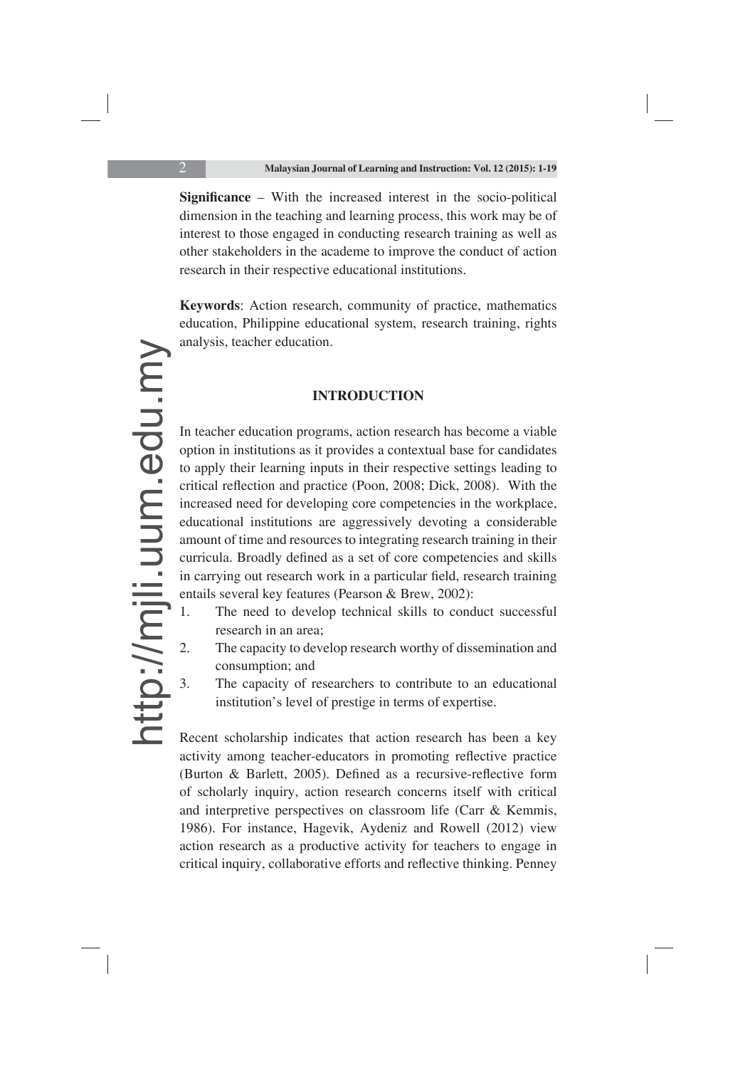**Significance** – With the increased interest in the socio-political dimension in the teaching and learning process, this work may be of interest to those engaged in conducting research training as well as other stakeholders in the academe to improve the conduct of action research in their respective educational institutions.

**Keywords**: Action research, community of practice, mathematics education, Philippine educational system, research training, rights analysis, teacher education.

## INTRODUCTION

In teacher education programs, action research has become a viable option in institutions as it provides a contextual base for candidates to apply their learning inputs in their respective settings leading to critical reflection and practice (Poon, 2008; Dick, 2008). With the increased need for developing core competencies in the workplace, educational institutions are aggressively devoting a considerable amount of time and resources to integrating research training in their curricula. Broadly defined as a set of core competencies and skills in carrying out research work in a particular field, research training entails several key features (Pearson & Brew, 2002):

1. The need to develop technical skills to conduct successful research in an area;
2. The capacity to develop research worthy of dissemination and consumption; and
3. The capacity of researchers to contribute to an educational institution's level of prestige in terms of expertise.

Recent scholarship indicates that action research has been a key activity among teacher-educators in promoting reflective practice (Burton & Barlett, 2005). Defined as a recursive-reflective form of scholarly inquiry, action research concerns itself with critical and interpretive perspectives on classroom life (Carr & Kemmis, 1986). For instance, Hagevik, Aydeniz and Rowell (2012) view action research as a productive activity for teachers to engage in critical inquiry, collaborative efforts and reflective thinking. Penney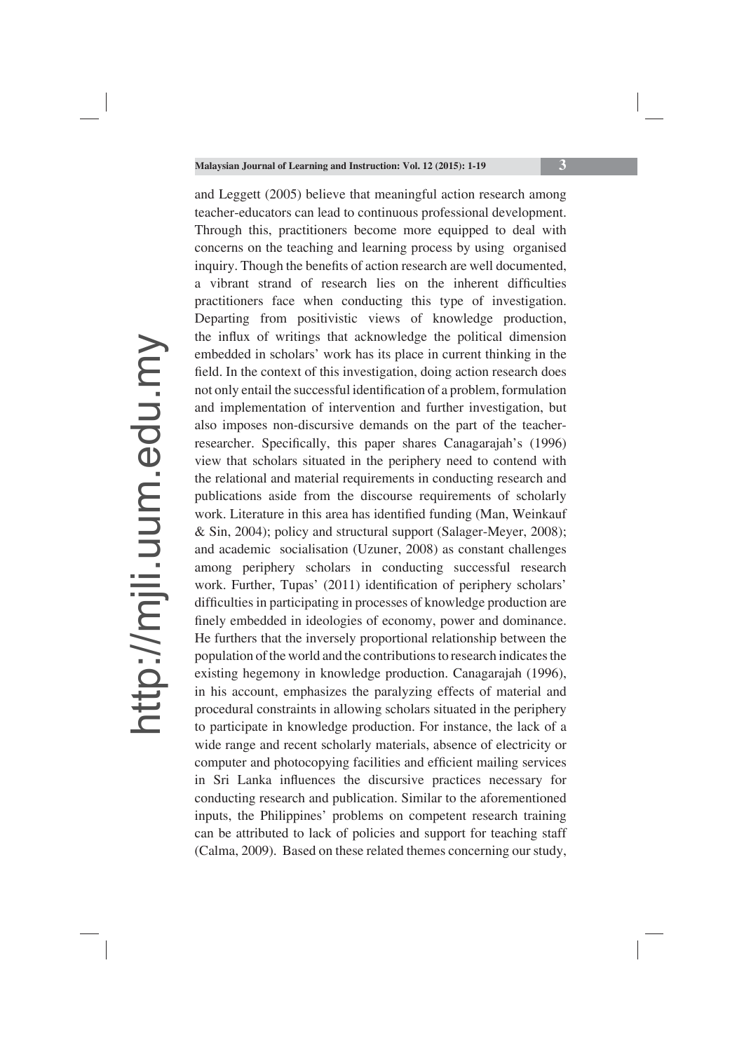and Leggett (2005) believe that meaningful action research among teacher-educators can lead to continuous professional development. Through this, practitioners become more equipped to deal with concerns on the teaching and learning process by using organised inquiry. Though the benefits of action research are well documented, a vibrant strand of research lies on the inherent difficulties practitioners face when conducting this type of investigation. Departing from positivistic views of knowledge production, the influx of writings that acknowledge the political dimension embedded in scholars' work has its place in current thinking in the field. In the context of this investigation, doing action research does not only entail the successful identification of a problem, formulation and implementation of intervention and further investigation, but also imposes non-discursive demands on the part of the teacher-researcher. Specifically, this paper shares Canagarajah's (1996) view that scholars situated in the periphery need to contend with the relational and material requirements in conducting research and publications aside from the discourse requirements of scholarly work. Literature in this area has identified funding (Man, Weinkauf & Sin, 2004); policy and structural support (Salager-Meyer, 2008); and academic socialisation (Uzuner, 2008) as constant challenges among periphery scholars in conducting successful research work. Further, Tupas' (2011) identification of periphery scholars' difficulties in participating in processes of knowledge production are finely embedded in ideologies of economy, power and dominance. He furthers that the inversely proportional relationship between the population of the world and the contributions to research indicates the existing hegemony in knowledge production. Canagarajah (1996), in his account, emphasizes the paralyzing effects of material and procedural constraints in allowing scholars situated in the periphery to participate in knowledge production. For instance, the lack of a wide range and recent scholarly materials, absence of electricity or computer and photocopying facilities and efficient mailing services in Sri Lanka influences the discursive practices necessary for conducting research and publication. Similar to the aforementioned inputs, the Philippines' problems on competent research training can be attributed to lack of policies and support for teaching staff (Calma, 2009). Based on these related themes concerning our study,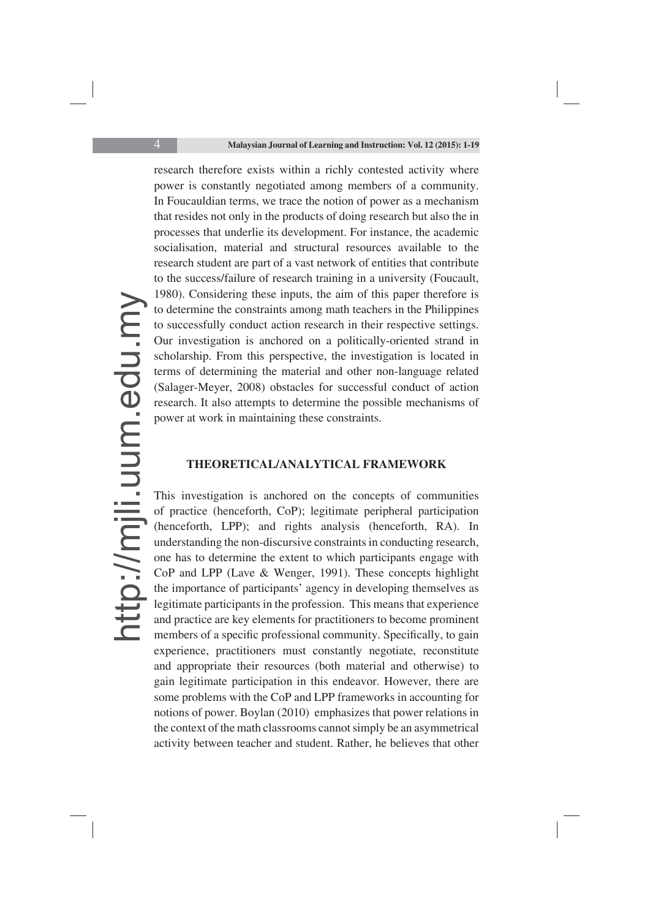research therefore exists within a richly contested activity where power is constantly negotiated among members of a community. In Foucauldian terms, we trace the notion of power as a mechanism that resides not only in the products of doing research but also the in processes that underlie its development. For instance, the academic socialisation, material and structural resources available to the research student are part of a vast network of entities that contribute to the success/failure of research training in a university (Foucault, 1980). Considering these inputs, the aim of this paper therefore is to determine the constraints among math teachers in the Philippines to successfully conduct action research in their respective settings. Our investigation is anchored on a politically-oriented strand in scholarship. From this perspective, the investigation is located in terms of determining the material and other non-language related (Salager-Meyer, 2008) obstacles for successful conduct of action research. It also attempts to determine the possible mechanisms of power at work in maintaining these constraints.

## THEORETICAL/ANALYTICAL FRAMEWORK

This investigation is anchored on the concepts of communities of practice (henceforth, CoP); legitimate peripheral participation (henceforth, LPP); and rights analysis (henceforth, RA). In understanding the non-discursive constraints in conducting research, one has to determine the extent to which participants engage with CoP and LPP (Lave & Wenger, 1991). These concepts highlight the importance of participants' agency in developing themselves as legitimate participants in the profession. This means that experience and practice are key elements for practitioners to become prominent members of a specific professional community. Specifically, to gain experience, practitioners must constantly negotiate, reconstitute and appropriate their resources (both material and otherwise) to gain legitimate participation in this endeavor. However, there are some problems with the CoP and LPP frameworks in accounting for notions of power. Boylan (2010) emphasizes that power relations in the context of the math classrooms cannot simply be an asymmetrical activity between teacher and student. Rather, he believes that other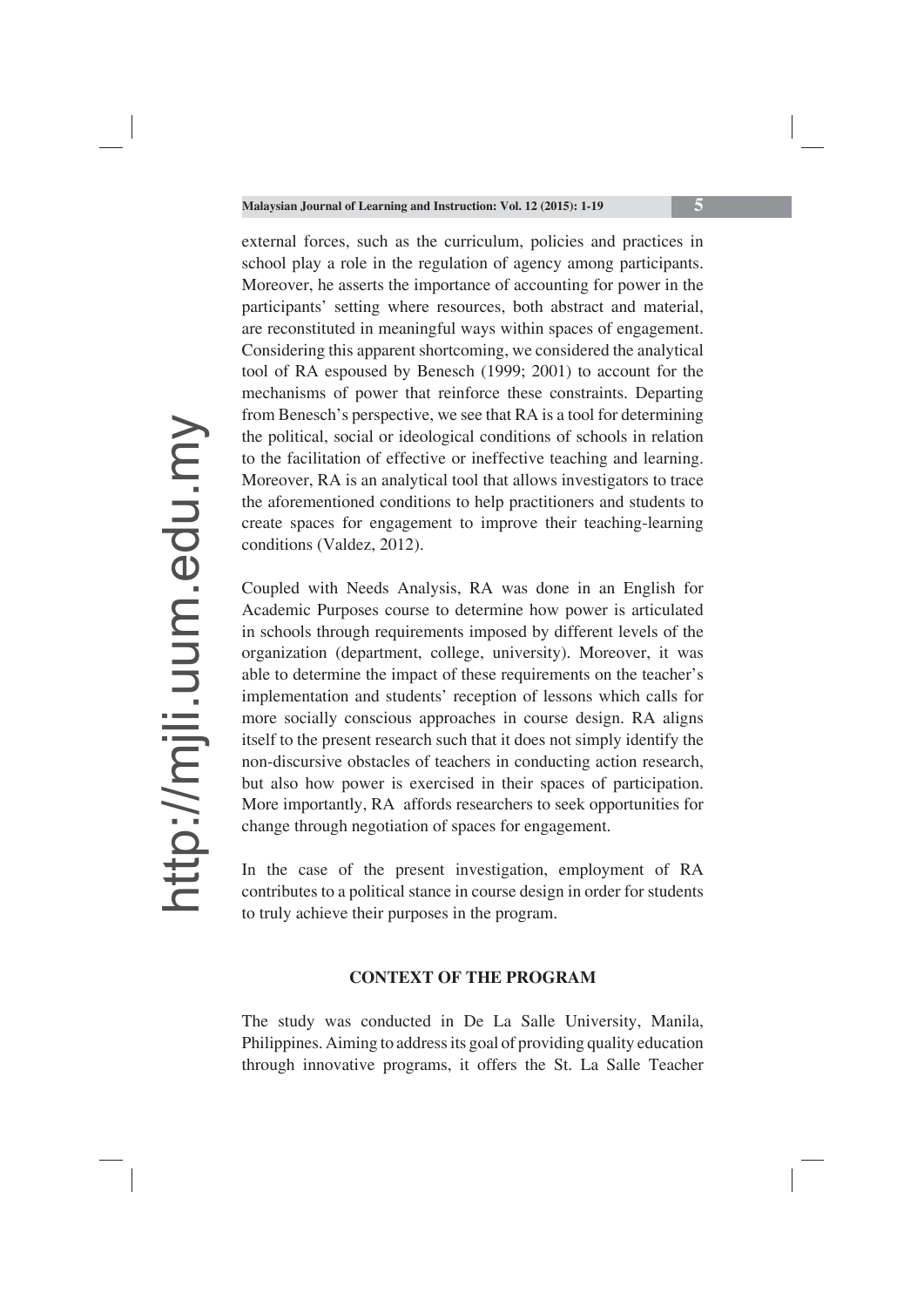external forces, such as the curriculum, policies and practices in school play a role in the regulation of agency among participants. Moreover, he asserts the importance of accounting for power in the participants' setting where resources, both abstract and material, are reconstituted in meaningful ways within spaces of engagement. Considering this apparent shortcoming, we considered the analytical tool of RA espoused by Benesch (1999; 2001) to account for the mechanisms of power that reinforce these constraints. Departing from Benesch's perspective, we see that RA is a tool for determining the political, social or ideological conditions of schools in relation to the facilitation of effective or ineffective teaching and learning. Moreover, RA is an analytical tool that allows investigators to trace the aforementioned conditions to help practitioners and students to create spaces for engagement to improve their teaching-learning conditions (Valdez, 2012).

Coupled with Needs Analysis, RA was done in an English for Academic Purposes course to determine how power is articulated in schools through requirements imposed by different levels of the organization (department, college, university). Moreover, it was able to determine the impact of these requirements on the teacher's implementation and students' reception of lessons which calls for more socially conscious approaches in course design. RA aligns itself to the present research such that it does not simply identify the non-discursive obstacles of teachers in conducting action research, but also how power is exercised in their spaces of participation. More importantly, RA affords researchers to seek opportunities for change through negotiation of spaces for engagement.

In the case of the present investigation, employment of RA contributes to a political stance in course design in order for students to truly achieve their purposes in the program.

## CONTEXT OF THE PROGRAM

The study was conducted in De La Salle University, Manila, Philippines. Aiming to address its goal of providing quality education through innovative programs, it offers the St. La Salle Teacher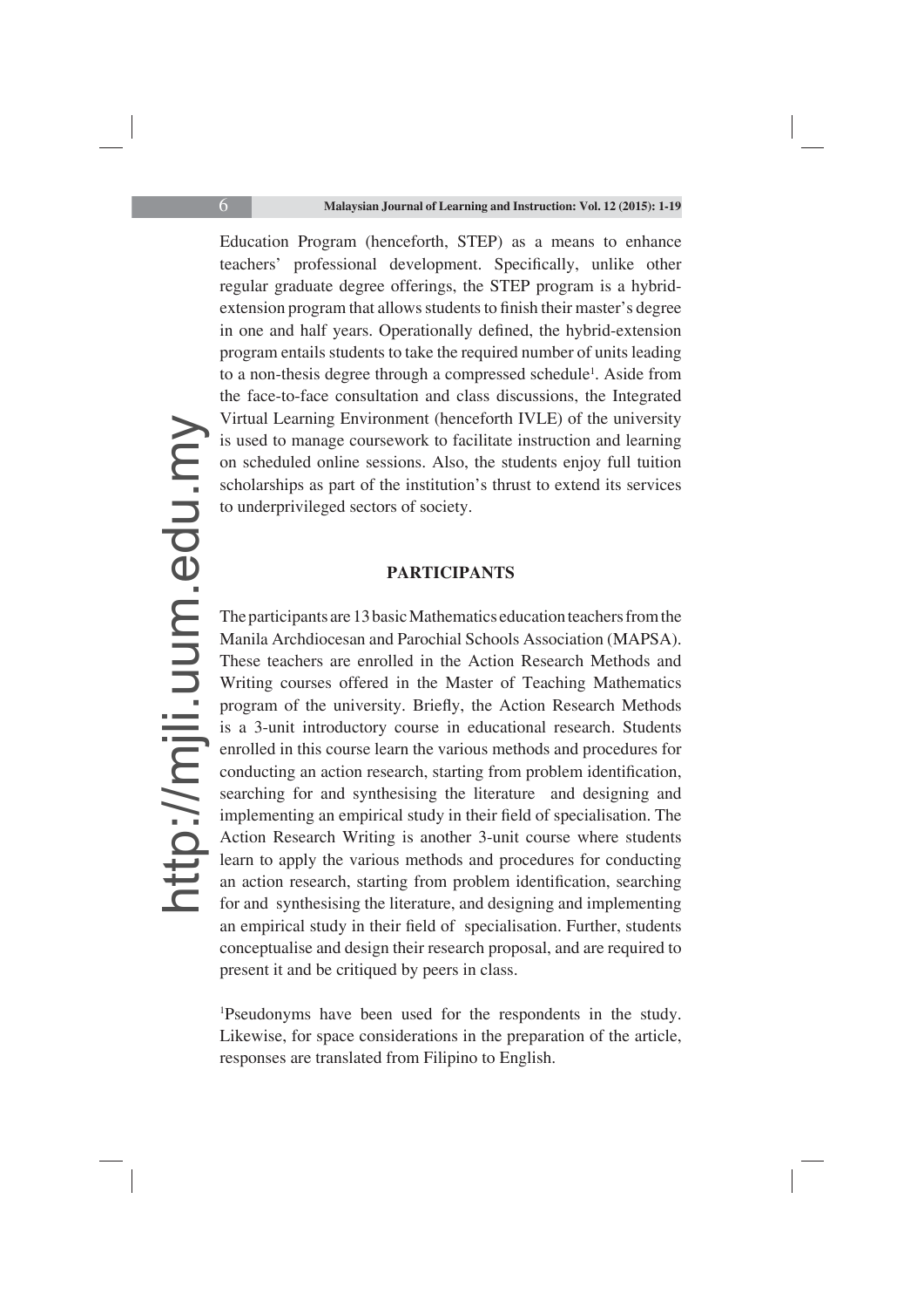Education Program (henceforth, STEP) as a means to enhance teachers' professional development. Specifically, unlike other regular graduate degree offerings, the STEP program is a hybrid-extension program that allows students to finish their master's degree in one and half years. Operationally defined, the hybrid-extension program entails students to take the required number of units leading to a non-thesis degree through a compressed schedule[1]. Aside from the face-to-face consultation and class discussions, the Integrated Virtual Learning Environment (henceforth IVLE) of the university is used to manage coursework to facilitate instruction and learning on scheduled online sessions. Also, the students enjoy full tuition scholarships as part of the institution's thrust to extend its services to underprivileged sectors of society.

## PARTICIPANTS

The participants are 13 basic Mathematics education teachers from the Manila Archdiocesan and Parochial Schools Association (MAPSA). These teachers are enrolled in the Action Research Methods and Writing courses offered in the Master of Teaching Mathematics program of the university. Briefly, the Action Research Methods is a 3-unit introductory course in educational research. Students enrolled in this course learn the various methods and procedures for conducting an action research, starting from problem identification, searching for and synthesising the literature and designing and implementing an empirical study in their field of specialisation. The Action Research Writing is another 3-unit course where students learn to apply the various methods and procedures for conducting an action research, starting from problem identification, searching for and synthesising the literature, and designing and implementing an empirical study in their field of specialisation. Further, students conceptualise and design their research proposal, and are required to present it and be critiqued by peers in class.

[1]Pseudonyms have been used for the respondents in the study. Likewise, for space considerations in the preparation of the article, responses are translated from Filipino to English.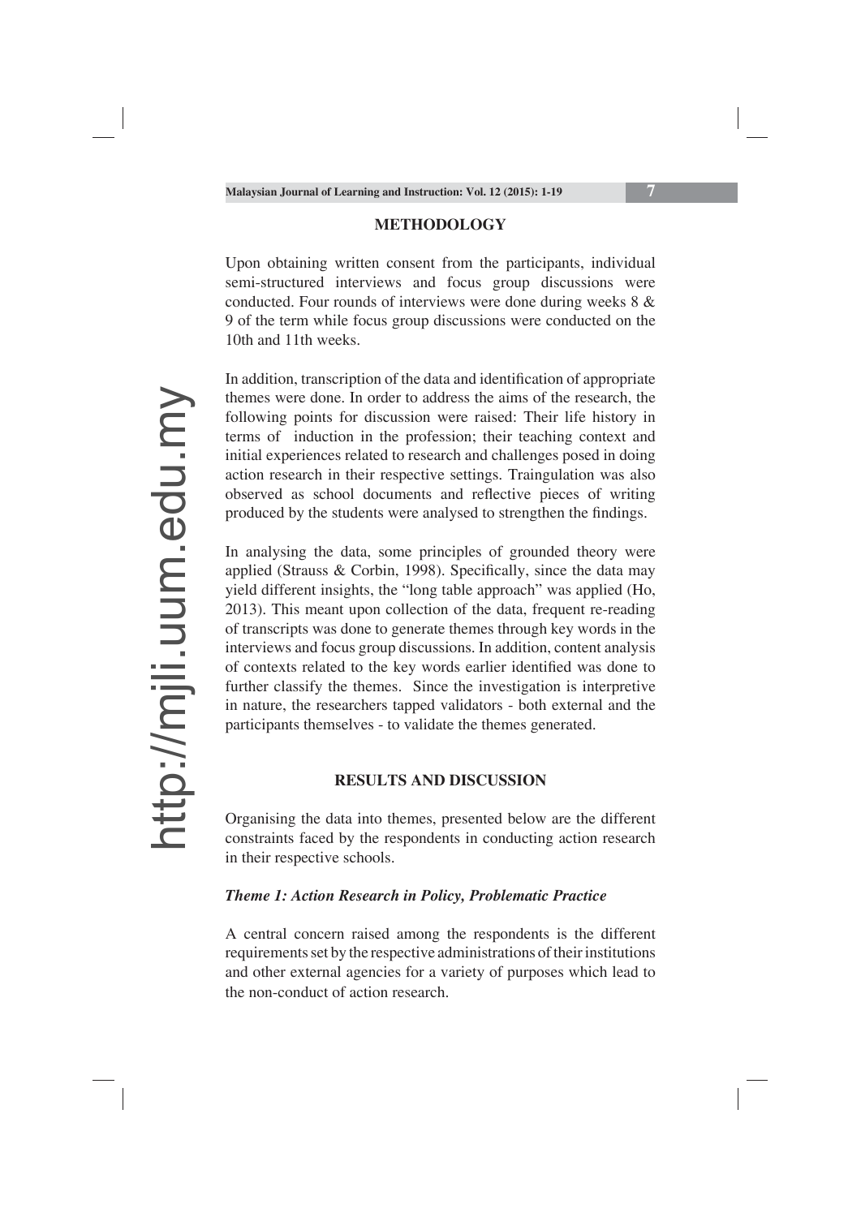## METHODOLOGY

Upon obtaining written consent from the participants, individual semi-structured interviews and focus group discussions were conducted. Four rounds of interviews were done during weeks 8 & 9 of the term while focus group discussions were conducted on the 10th and 11th weeks.

In addition, transcription of the data and identification of appropriate themes were done. In order to address the aims of the research, the following points for discussion were raised: Their life history in terms of induction in the profession; their teaching context and initial experiences related to research and challenges posed in doing action research in their respective settings. Traingulation was also observed as school documents and reflective pieces of writing produced by the students were analysed to strengthen the findings.

In analysing the data, some principles of grounded theory were applied (Strauss & Corbin, 1998). Specifically, since the data may yield different insights, the "long table approach" was applied (Ho, 2013). This meant upon collection of the data, frequent re-reading of transcripts was done to generate themes through key words in the interviews and focus group discussions. In addition, content analysis of contexts related to the key words earlier identified was done to further classify the themes. Since the investigation is interpretive in nature, the researchers tapped validators - both external and the participants themselves - to validate the themes generated.

## RESULTS AND DISCUSSION

Organising the data into themes, presented below are the different constraints faced by the respondents in conducting action research in their respective schools.

### *Theme 1: Action Research in Policy, Problematic Practice*

A central concern raised among the respondents is the different requirements set by the respective administrations of their institutions and other external agencies for a variety of purposes which lead to the non-conduct of action research.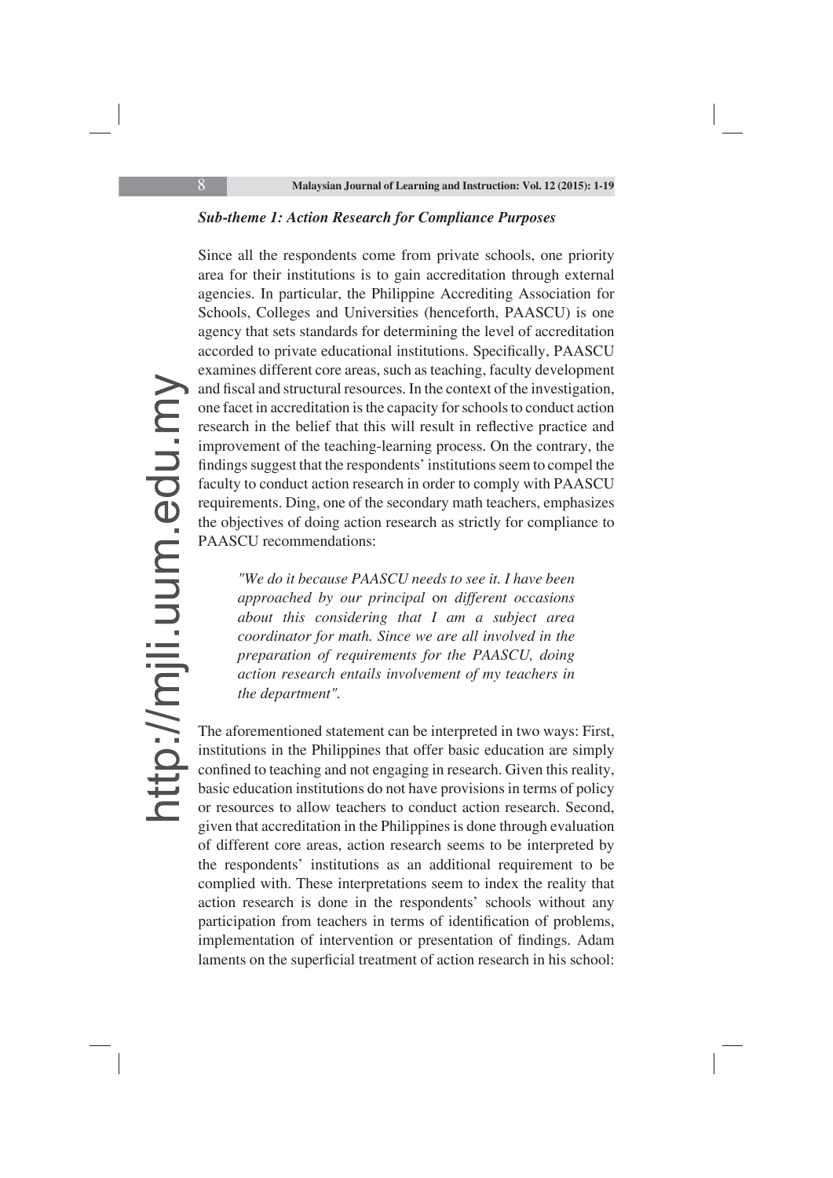### *Sub-theme 1: Action Research for Compliance Purposes*

Since all the respondents come from private schools, one priority area for their institutions is to gain accreditation through external agencies. In particular, the Philippine Accrediting Association for Schools, Colleges and Universities (henceforth, PAASCU) is one agency that sets standards for determining the level of accreditation accorded to private educational institutions. Specifically, PAASCU examines different core areas, such as teaching, faculty development and fiscal and structural resources. In the context of the investigation, one facet in accreditation is the capacity for schools to conduct action research in the belief that this will result in reflective practice and improvement of the teaching-learning process. On the contrary, the findings suggest that the respondents' institutions seem to compel the faculty to conduct action research in order to comply with PAASCU requirements. Ding, one of the secondary math teachers, emphasizes the objectives of doing action research as strictly for compliance to PAASCU recommendations:

> *"We do it because PAASCU needs to see it. I have been approached by our principal* on *different occasions about this considering that I am a subject area coordinator for math. Since we are all involved in the preparation of requirements for the PAASCU, doing action research entails involvement of my teachers in the department".*

The aforementioned statement can be interpreted in two ways: First, institutions in the Philippines that offer basic education are simply confined to teaching and not engaging in research. Given this reality, basic education institutions do not have provisions in terms of policy or resources to allow teachers to conduct action research. Second, given that accreditation in the Philippines is done through evaluation of different core areas, action research seems to be interpreted by the respondents' institutions as an additional requirement to be complied with. These interpretations seem to index the reality that action research is done in the respondents' schools without any participation from teachers in terms of identification of problems, implementation of intervention or presentation of findings. Adam laments on the superficial treatment of action research in his school: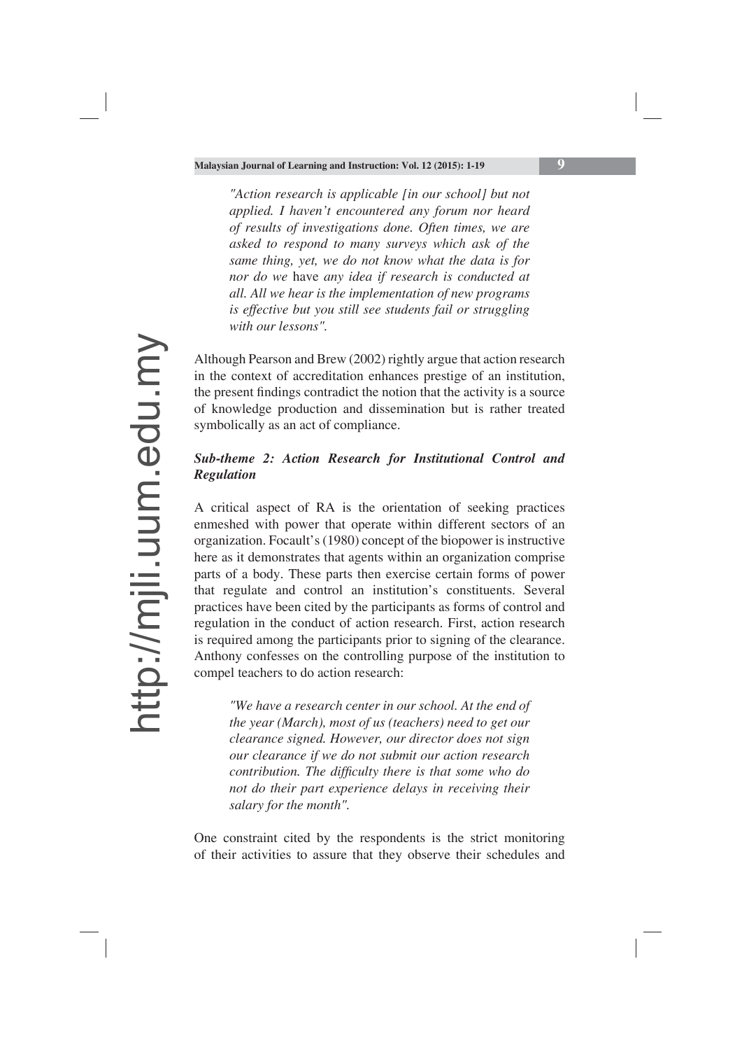*"Action research is applicable [in our school] but not applied. I haven't encountered any forum nor heard of results of investigations done. Often times, we are asked to respond to many surveys which ask of the same thing, yet, we do not know what the data is for nor do we* have *any idea if research is conducted at all. All we hear is the implementation of new programs is effective but you still see students fail or struggling with our lessons".*

Although Pearson and Brew (2002) rightly argue that action research in the context of accreditation enhances prestige of an institution, the present findings contradict the notion that the activity is a source of knowledge production and dissemination but is rather treated symbolically as an act of compliance.

***Sub-theme 2: Action Research for Institutional Control and Regulation***

A critical aspect of RA is the orientation of seeking practices enmeshed with power that operate within different sectors of an organization. Focault's (1980) concept of the biopower is instructive here as it demonstrates that agents within an organization comprise parts of a body. These parts then exercise certain forms of power that regulate and control an institution's constituents. Several practices have been cited by the participants as forms of control and regulation in the conduct of action research. First, action research is required among the participants prior to signing of the clearance. Anthony confesses on the controlling purpose of the institution to compel teachers to do action research:

*"We have a research center in our school. At the end of the year (March), most of us (teachers) need to get our clearance signed. However, our director does not sign our clearance if we do not submit our action research contribution. The difficulty there is that some who do not do their part experience delays in receiving their salary for the month".*

One constraint cited by the respondents is the strict monitoring of their activities to assure that they observe their schedules and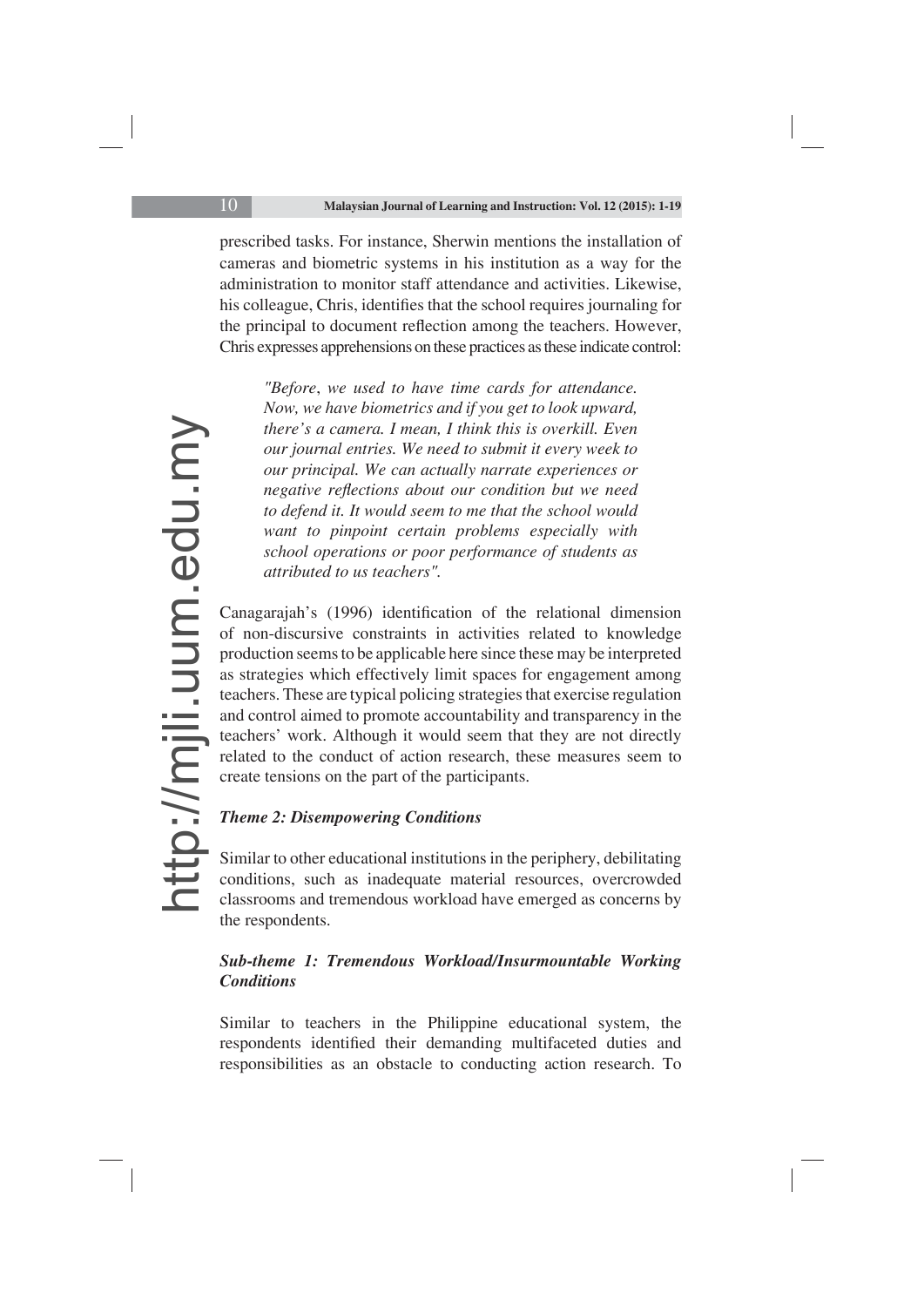prescribed tasks. For instance, Sherwin mentions the installation of cameras and biometric systems in his institution as a way for the administration to monitor staff attendance and activities. Likewise, his colleague, Chris, identifies that the school requires journaling for the principal to document reflection among the teachers. However, Chris expresses apprehensions on these practices as these indicate control:

> *"Before, we used to have time cards for attendance. Now, we have biometrics and if you get to look upward, there's a camera. I mean, I think this is overkill. Even our journal entries. We need to submit it every week to our principal. We can actually narrate experiences or negative reflections about our condition but we need to defend it. It would seem to me that the school would want to pinpoint certain problems especially with school operations or poor performance of students as attributed to us teachers".*

Canagarajah's (1996) identification of the relational dimension of non-discursive constraints in activities related to knowledge production seems to be applicable here since these may be interpreted as strategies which effectively limit spaces for engagement among teachers. These are typical policing strategies that exercise regulation and control aimed to promote accountability and transparency in the teachers' work. Although it would seem that they are not directly related to the conduct of action research, these measures seem to create tensions on the part of the participants.

***Theme 2: Disempowering Conditions***

Similar to other educational institutions in the periphery, debilitating conditions, such as inadequate material resources, overcrowded classrooms and tremendous workload have emerged as concerns by the respondents.

***Sub-theme 1: Tremendous Workload/Insurmountable Working Conditions***

Similar to teachers in the Philippine educational system, the respondents identified their demanding multifaceted duties and responsibilities as an obstacle to conducting action research. To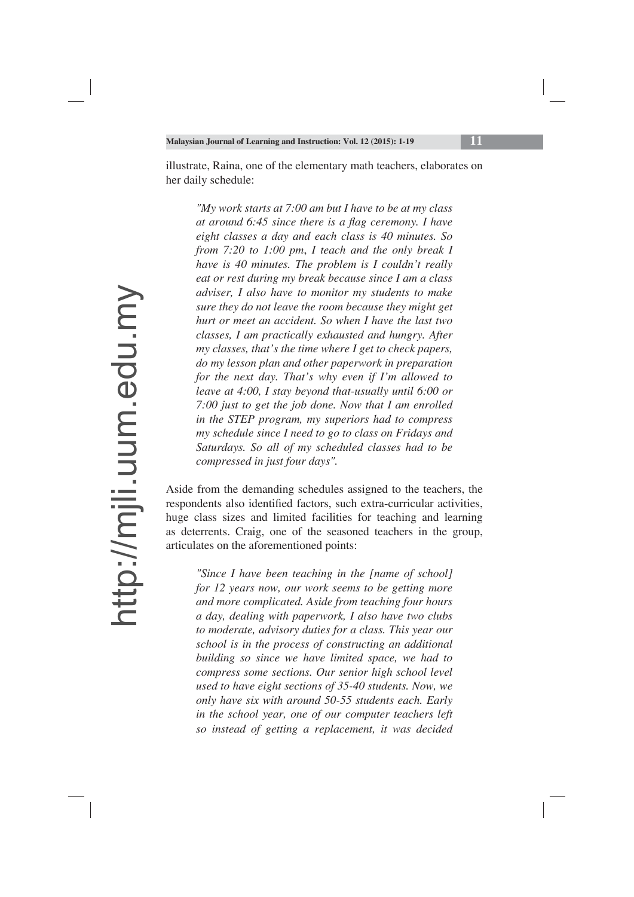illustrate, Raina, one of the elementary math teachers, elaborates on her daily schedule:

> *"My work starts at 7:00 am but I have to be at my class at around 6:45 since there is a flag ceremony. I have eight classes a day and each class is 40 minutes. So from 7:20 to 1:00 pm, I teach and the only break I have is 40 minutes. The problem is I couldn't really eat or rest during my break because since I am a class adviser, I also have to monitor my students to make sure they do not leave the room because they might get hurt or meet an accident. So when I have the last two classes, I am practically exhausted and hungry. After my classes, that's the time where I get to check papers, do my lesson plan and other paperwork in preparation for the next day. That's why even if I'm allowed to leave at 4:00, I stay beyond that-usually until 6:00 or 7:00 just to get the job done. Now that I am enrolled in the STEP program, my superiors had to compress my schedule since I need to go to class on Fridays and Saturdays. So all of my scheduled classes had to be compressed in just four days".*

Aside from the demanding schedules assigned to the teachers, the respondents also identified factors, such extra-curricular activities, huge class sizes and limited facilities for teaching and learning as deterrents. Craig, one of the seasoned teachers in the group, articulates on the aforementioned points:

> *"Since I have been teaching in the [name of school] for 12 years now, our work seems to be getting more and more complicated. Aside from teaching four hours a day, dealing with paperwork, I also have two clubs to moderate, advisory duties for a class. This year our school is in the process of constructing an additional building so since we have limited space, we had to compress some sections. Our senior high school level used to have eight sections of 35-40 students. Now, we only have six with around 50-55 students each. Early in the school year, one of our computer teachers left so instead of getting a replacement, it was decided*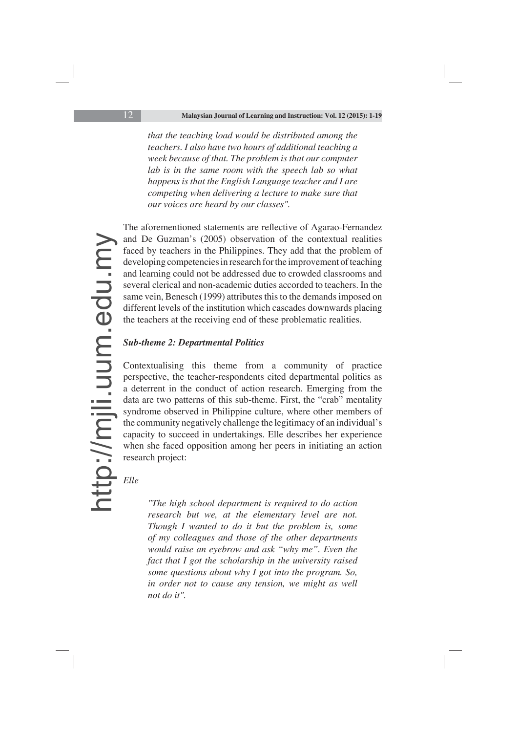*that the teaching load would be distributed among the teachers. I also have two hours of additional teaching a week because of that. The problem is that our computer lab is in the same room with the speech lab so what happens is that the English Language teacher and I are competing when delivering a lecture to make sure that our voices are heard by our classes".*

The aforementioned statements are reflective of Agarao-Fernandez and De Guzman's (2005) observation of the contextual realities faced by teachers in the Philippines. They add that the problem of developing competencies in research for the improvement of teaching and learning could not be addressed due to crowded classrooms and several clerical and non-academic duties accorded to teachers. In the same vein, Benesch (1999) attributes this to the demands imposed on different levels of the institution which cascades downwards placing the teachers at the receiving end of these problematic realities.

***Sub-theme 2: Departmental Politics***

Contextualising this theme from a community of practice perspective, the teacher-respondents cited departmental politics as a deterrent in the conduct of action research. Emerging from the data are two patterns of this sub-theme. First, the "crab" mentality syndrome observed in Philippine culture, where other members of the community negatively challenge the legitimacy of an individual's capacity to succeed in undertakings. Elle describes her experience when she faced opposition among her peers in initiating an action research project:

*Elle*

> *"The high school department is required to do action research but we, at the elementary level are not. Though I wanted to do it but the problem is, some of my colleagues and those of the other departments would raise an eyebrow and ask "why me". Even the fact that I got the scholarship in the university raised some questions about why I got into the program. So, in order not to cause any tension, we might as well not do it".*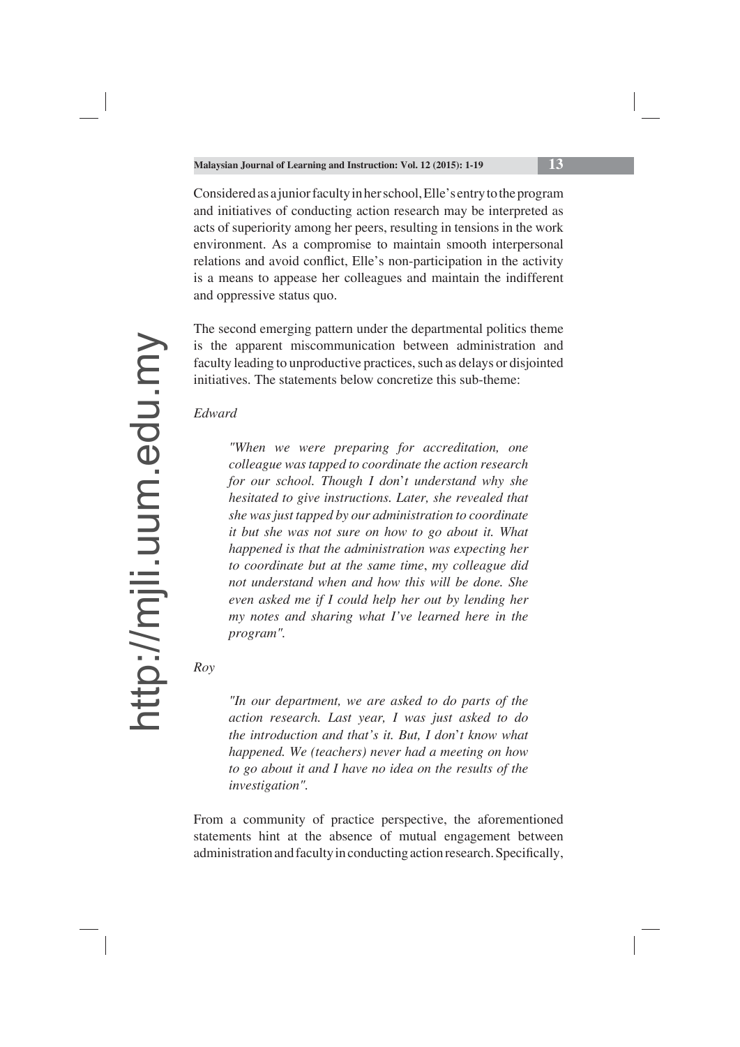Considered as a junior faculty in her school, Elle's entry to the program and initiatives of conducting action research may be interpreted as acts of superiority among her peers, resulting in tensions in the work environment. As a compromise to maintain smooth interpersonal relations and avoid conflict, Elle's non-participation in the activity is a means to appease her colleagues and maintain the indifferent and oppressive status quo.

The second emerging pattern under the departmental politics theme is the apparent miscommunication between administration and faculty leading to unproductive practices, such as delays or disjointed initiatives. The statements below concretize this sub-theme:

*Edward*

> *"When we were preparing for accreditation, one colleague was tapped to coordinate the action research for our school. Though I don't understand why she hesitated to give instructions. Later, she revealed that she was just tapped by our administration to coordinate it but she was not sure on how to go about it. What happened is that the administration was expecting her to coordinate but at the same time, my colleague did not understand when and how this will be done. She even asked me if I could help her out by lending her my notes and sharing what I've learned here in the program".*

*Roy*

> *"In our department, we are asked to do parts of the action research. Last year, I was just asked to do the introduction and that's it. But, I don't know what happened. We (teachers) never had a meeting on how to go about it and I have no idea on the results of the investigation".*

From a community of practice perspective, the aforementioned statements hint at the absence of mutual engagement between administration and faculty in conducting action research. Specifically,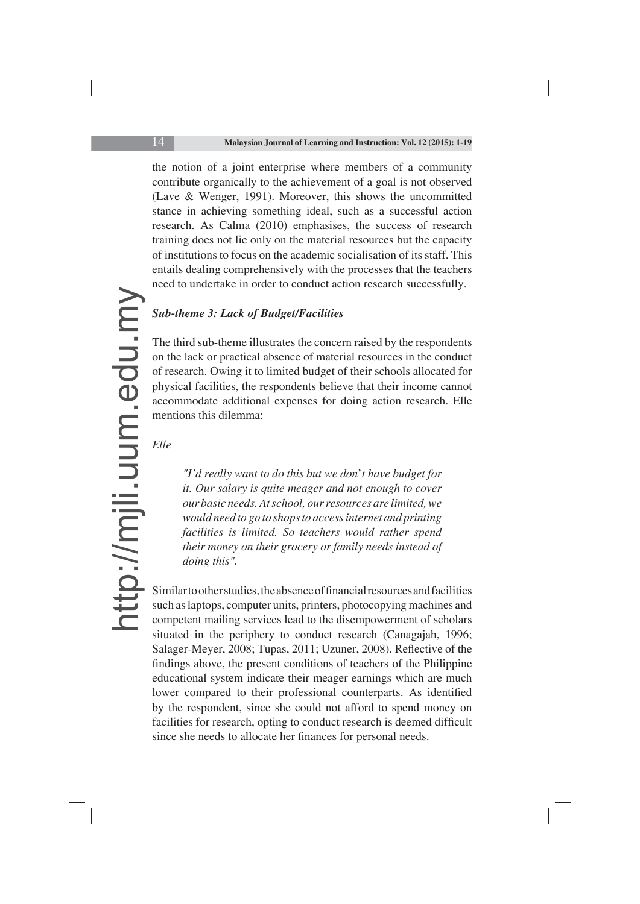the notion of a joint enterprise where members of a community contribute organically to the achievement of a goal is not observed (Lave & Wenger, 1991). Moreover, this shows the uncommitted stance in achieving something ideal, such as a successful action research. As Calma (2010) emphasises, the success of research training does not lie only on the material resources but the capacity of institutions to focus on the academic socialisation of its staff. This entails dealing comprehensively with the processes that the teachers need to undertake in order to conduct action research successfully.

***Sub-theme 3: Lack of Budget/Facilities***

The third sub-theme illustrates the concern raised by the respondents on the lack or practical absence of material resources in the conduct of research. Owing it to limited budget of their schools allocated for physical facilities, the respondents believe that their income cannot accommodate additional expenses for doing action research. Elle mentions this dilemma:

*Elle*

> *"I'd really want to do this but we don't have budget for it. Our salary is quite meager and not enough to cover our basic needs. At school, our resources are limited, we would need to go to shops to access internet and printing facilities is limited. So teachers would rather spend their money on their grocery or family needs instead of doing this".*

Similar to other studies, the absence of financial resources and facilities such as laptops, computer units, printers, photocopying machines and competent mailing services lead to the disempowerment of scholars situated in the periphery to conduct research (Canagajah, 1996; Salager-Meyer, 2008; Tupas, 2011; Uzuner, 2008). Reflective of the findings above, the present conditions of teachers of the Philippine educational system indicate their meager earnings which are much lower compared to their professional counterparts. As identified by the respondent, since she could not afford to spend money on facilities for research, opting to conduct research is deemed difficult since she needs to allocate her finances for personal needs.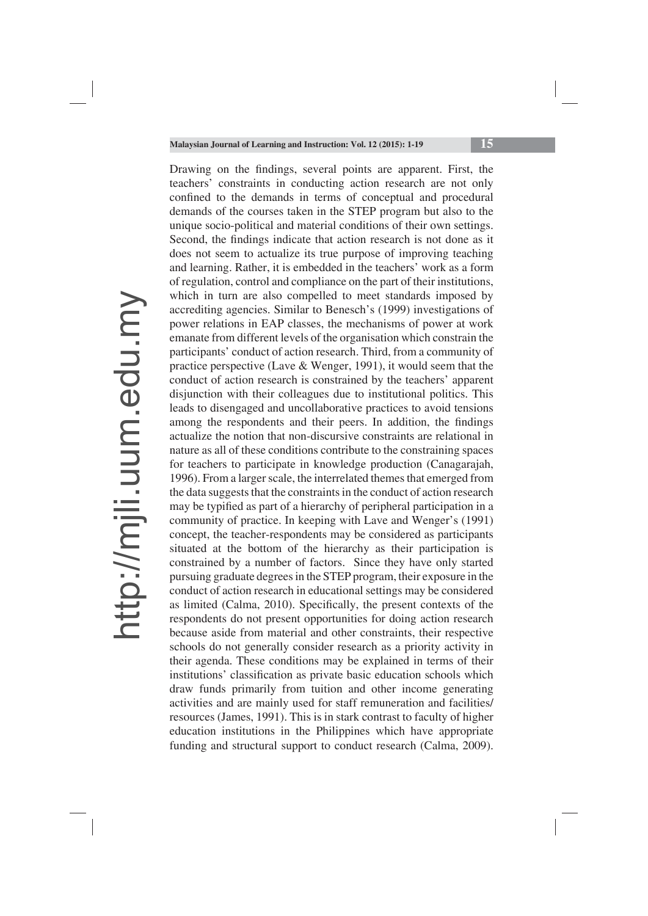Drawing on the findings, several points are apparent. First, the teachers' constraints in conducting action research are not only confined to the demands in terms of conceptual and procedural demands of the courses taken in the STEP program but also to the unique socio-political and material conditions of their own settings. Second, the findings indicate that action research is not done as it does not seem to actualize its true purpose of improving teaching and learning. Rather, it is embedded in the teachers' work as a form of regulation, control and compliance on the part of their institutions, which in turn are also compelled to meet standards imposed by accrediting agencies. Similar to Benesch's (1999) investigations of power relations in EAP classes, the mechanisms of power at work emanate from different levels of the organisation which constrain the participants' conduct of action research. Third, from a community of practice perspective (Lave & Wenger, 1991), it would seem that the conduct of action research is constrained by the teachers' apparent disjunction with their colleagues due to institutional politics. This leads to disengaged and uncollaborative practices to avoid tensions among the respondents and their peers. In addition, the findings actualize the notion that non-discursive constraints are relational in nature as all of these conditions contribute to the constraining spaces for teachers to participate in knowledge production (Canagarajah, 1996). From a larger scale, the interrelated themes that emerged from the data suggests that the constraints in the conduct of action research may be typified as part of a hierarchy of peripheral participation in a community of practice. In keeping with Lave and Wenger's (1991) concept, the teacher-respondents may be considered as participants situated at the bottom of the hierarchy as their participation is constrained by a number of factors. Since they have only started pursuing graduate degrees in the STEP program, their exposure in the conduct of action research in educational settings may be considered as limited (Calma, 2010). Specifically, the present contexts of the respondents do not present opportunities for doing action research because aside from material and other constraints, their respective schools do not generally consider research as a priority activity in their agenda. These conditions may be explained in terms of their institutions' classification as private basic education schools which draw funds primarily from tuition and other income generating activities and are mainly used for staff remuneration and facilities/ resources (James, 1991). This is in stark contrast to faculty of higher education institutions in the Philippines which have appropriate funding and structural support to conduct research (Calma, 2009).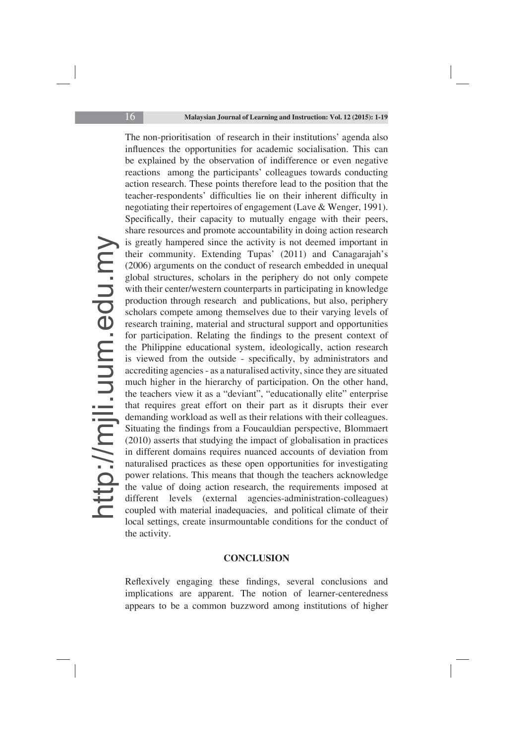The non-prioritisation of research in their institutions' agenda also influences the opportunities for academic socialisation. This can be explained by the observation of indifference or even negative reactions among the participants' colleagues towards conducting action research. These points therefore lead to the position that the teacher-respondents' difficulties lie on their inherent difficulty in negotiating their repertoires of engagement (Lave & Wenger, 1991). Specifically, their capacity to mutually engage with their peers, share resources and promote accountability in doing action research is greatly hampered since the activity is not deemed important in their community. Extending Tupas' (2011) and Canagarajah's (2006) arguments on the conduct of research embedded in unequal global structures, scholars in the periphery do not only compete with their center/western counterparts in participating in knowledge production through research and publications, but also, periphery scholars compete among themselves due to their varying levels of research training, material and structural support and opportunities for participation. Relating the findings to the present context of the Philippine educational system, ideologically, action research is viewed from the outside - specifically, by administrators and accrediting agencies - as a naturalised activity, since they are situated much higher in the hierarchy of participation. On the other hand, the teachers view it as a "deviant", "educationally elite" enterprise that requires great effort on their part as it disrupts their ever demanding workload as well as their relations with their colleagues. Situating the findings from a Foucauldian perspective, Blommaert (2010) asserts that studying the impact of globalisation in practices in different domains requires nuanced accounts of deviation from naturalised practices as these open opportunities for investigating power relations. This means that though the teachers acknowledge the value of doing action research, the requirements imposed at different levels (external agencies-administration-colleagues) coupled with material inadequacies, and political climate of their local settings, create insurmountable conditions for the conduct of the activity.

## CONCLUSION

Reflexively engaging these findings, several conclusions and implications are apparent. The notion of learner-centeredness appears to be a common buzzword among institutions of higher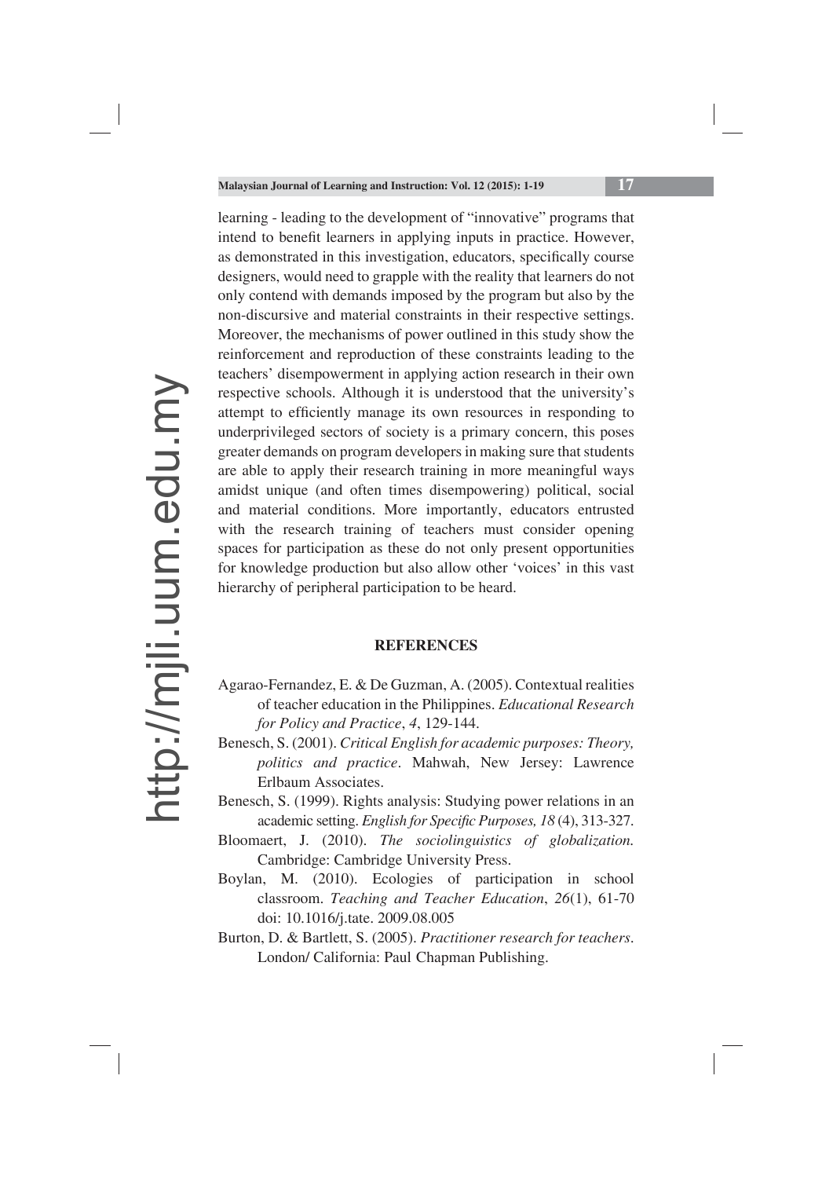learning - leading to the development of "innovative" programs that intend to benefit learners in applying inputs in practice. However, as demonstrated in this investigation, educators, specifically course designers, would need to grapple with the reality that learners do not only contend with demands imposed by the program but also by the non-discursive and material constraints in their respective settings. Moreover, the mechanisms of power outlined in this study show the reinforcement and reproduction of these constraints leading to the teachers' disempowerment in applying action research in their own respective schools. Although it is understood that the university's attempt to efficiently manage its own resources in responding to underprivileged sectors of society is a primary concern, this poses greater demands on program developers in making sure that students are able to apply their research training in more meaningful ways amidst unique (and often times disempowering) political, social and material conditions. More importantly, educators entrusted with the research training of teachers must consider opening spaces for participation as these do not only present opportunities for knowledge production but also allow other 'voices' in this vast hierarchy of peripheral participation to be heard.

## REFERENCES

Agarao-Fernandez, E. & De Guzman, A. (2005). Contextual realities of teacher education in the Philippines. *Educational Research for Policy and Practice*, *4*, 129-144.

Benesch, S. (2001). *Critical English for academic purposes: Theory, politics and practice*. Mahwah, New Jersey: Lawrence Erlbaum Associates.

Benesch, S. (1999). Rights analysis: Studying power relations in an academic setting. *English for Specific Purposes, 18* (4), 313-327.

Bloomaert, J. (2010). *The sociolinguistics of globalization.* Cambridge: Cambridge University Press.

Boylan, M. (2010). Ecologies of participation in school classroom. *Teaching and Teacher Education*, *26*(1), 61-70 doi: 10.1016/j.tate. 2009.08.005

Burton, D. & Bartlett, S. (2005). *Practitioner research for teachers.* London/ California: Paul Chapman Publishing.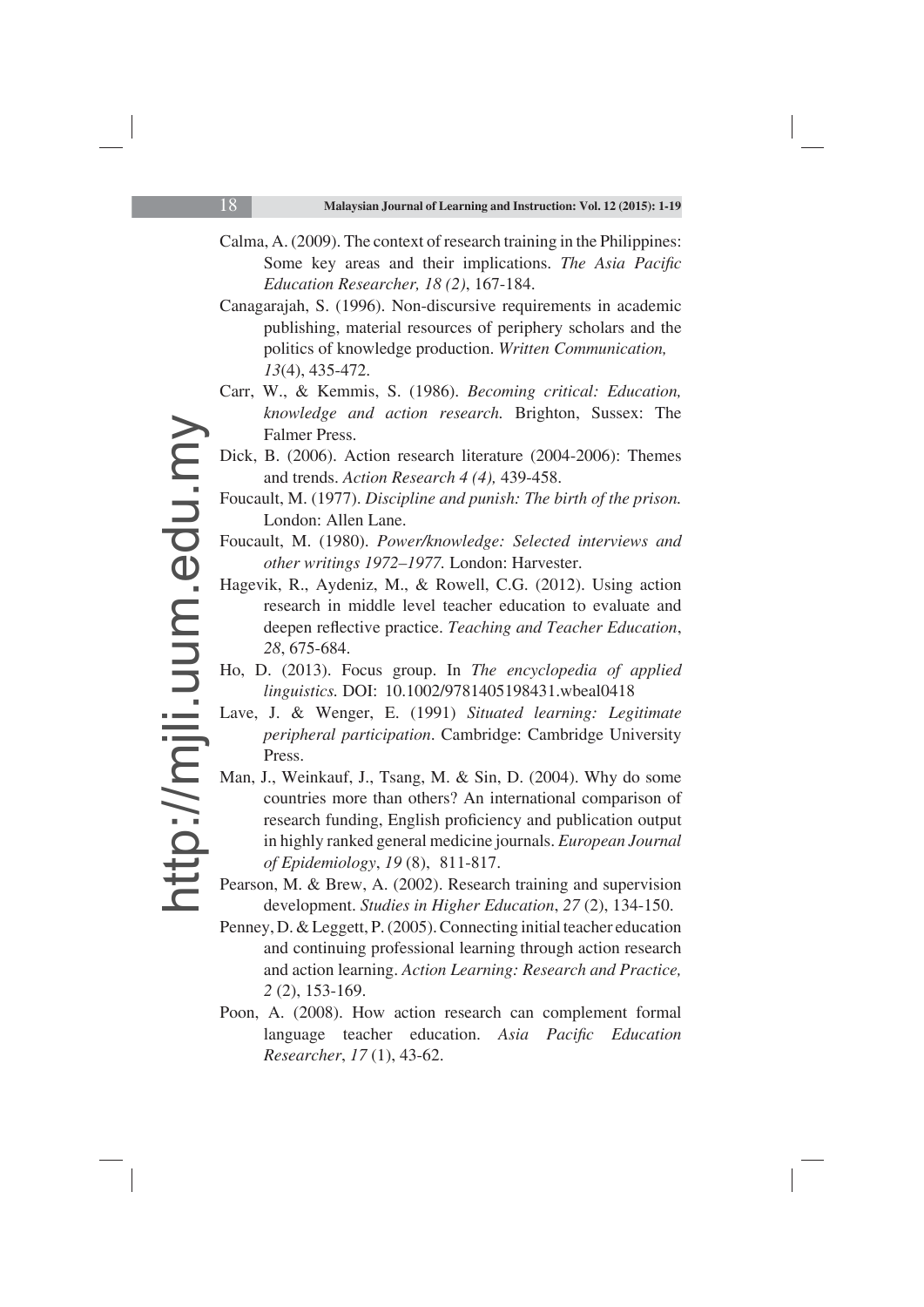Calma, A. (2009). The context of research training in the Philippines: Some key areas and their implications. *The Asia Pacific Education Researcher, 18 (2)*, 167-184.

Canagarajah, S. (1996). Non-discursive requirements in academic publishing, material resources of periphery scholars and the politics of knowledge production. *Written Communication, 13*(4), 435-472.

Carr, W., & Kemmis, S. (1986). *Becoming critical: Education, knowledge and action research.* Brighton, Sussex: The Falmer Press.

Dick, B. (2006). Action research literature (2004-2006): Themes and trends. *Action Research 4 (4),* 439-458.

Foucault, M. (1977). *Discipline and punish: The birth of the prison.* London: Allen Lane.

Foucault, M. (1980). *Power/knowledge: Selected interviews and other writings 1972–1977.* London: Harvester.

Hagevik, R., Aydeniz, M., & Rowell, C.G. (2012). Using action research in middle level teacher education to evaluate and deepen reflective practice. *Teaching and Teacher Education*, *28*, 675-684.

Ho, D. (2013). Focus group. In *The encyclopedia of applied linguistics.* DOI: 10.1002/9781405198431.wbeal0418

Lave, J. & Wenger, E. (1991) *Situated learning: Legitimate peripheral participation*. Cambridge: Cambridge University Press.

Man, J., Weinkauf, J., Tsang, M. & Sin, D. (2004). Why do some countries more than others? An international comparison of research funding, English proficiency and publication output in highly ranked general medicine journals. *European Journal of Epidemiology*, *19* (8), 811-817.

Pearson, M. & Brew, A. (2002). Research training and supervision development. *Studies in Higher Education*, *27* (2), 134-150.

Penney, D. & Leggett, P. (2005). Connecting initial teacher education and continuing professional learning through action research and action learning. *Action Learning: Research and Practice, 2* (2), 153-169.

Poon, A. (2008). How action research can complement formal language teacher education. *Asia Pacific Education Researcher*, *17* (1), 43-62.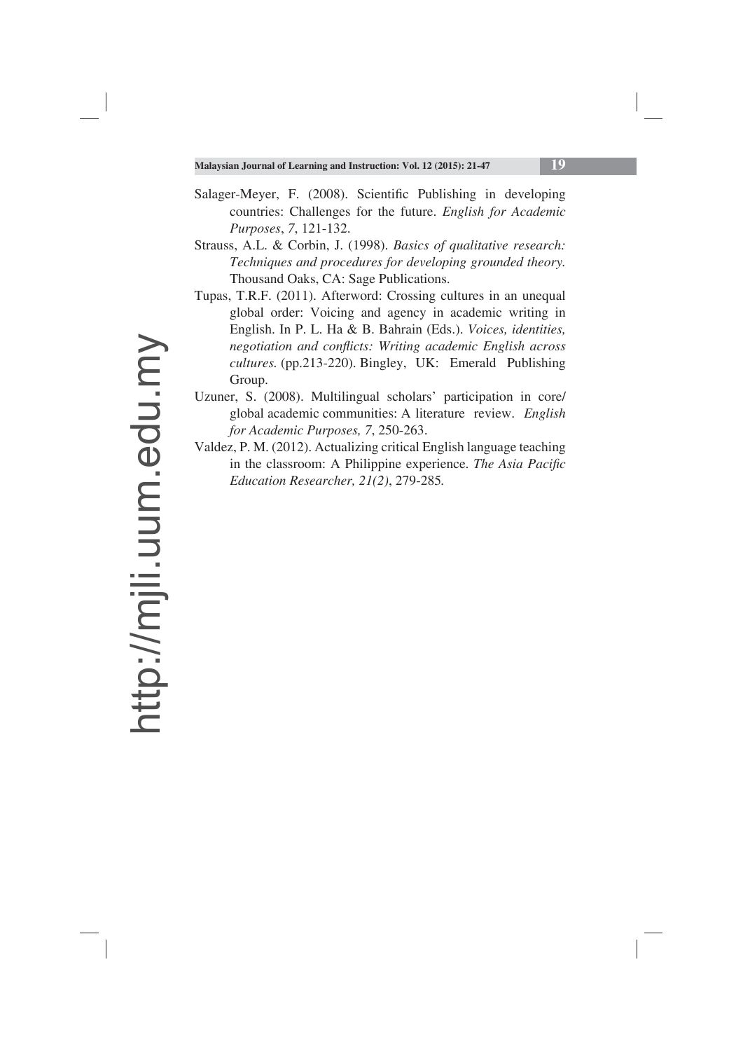Salager-Meyer, F. (2008). Scientific Publishing in developing countries: Challenges for the future. *English for Academic Purposes*, *7*, 121-132.

Strauss, A.L. & Corbin, J. (1998). *Basics of qualitative research: Techniques and procedures for developing grounded theory.* Thousand Oaks, CA: Sage Publications.

Tupas, T.R.F. (2011). Afterword: Crossing cultures in an unequal global order: Voicing and agency in academic writing in English. In P. L. Ha & B. Bahrain (Eds.). *Voices, identities, negotiation and conflicts: Writing academic English across cultures.* (pp.213-220). Bingley, UK: Emerald Publishing Group.

Uzuner, S. (2008). Multilingual scholars' participation in core/global academic communities: A literature review. *English for Academic Purposes, 7*, 250-263.

Valdez, P. M. (2012). Actualizing critical English language teaching in the classroom: A Philippine experience. *The Asia Pacific Education Researcher, 21(2)*, 279-285.